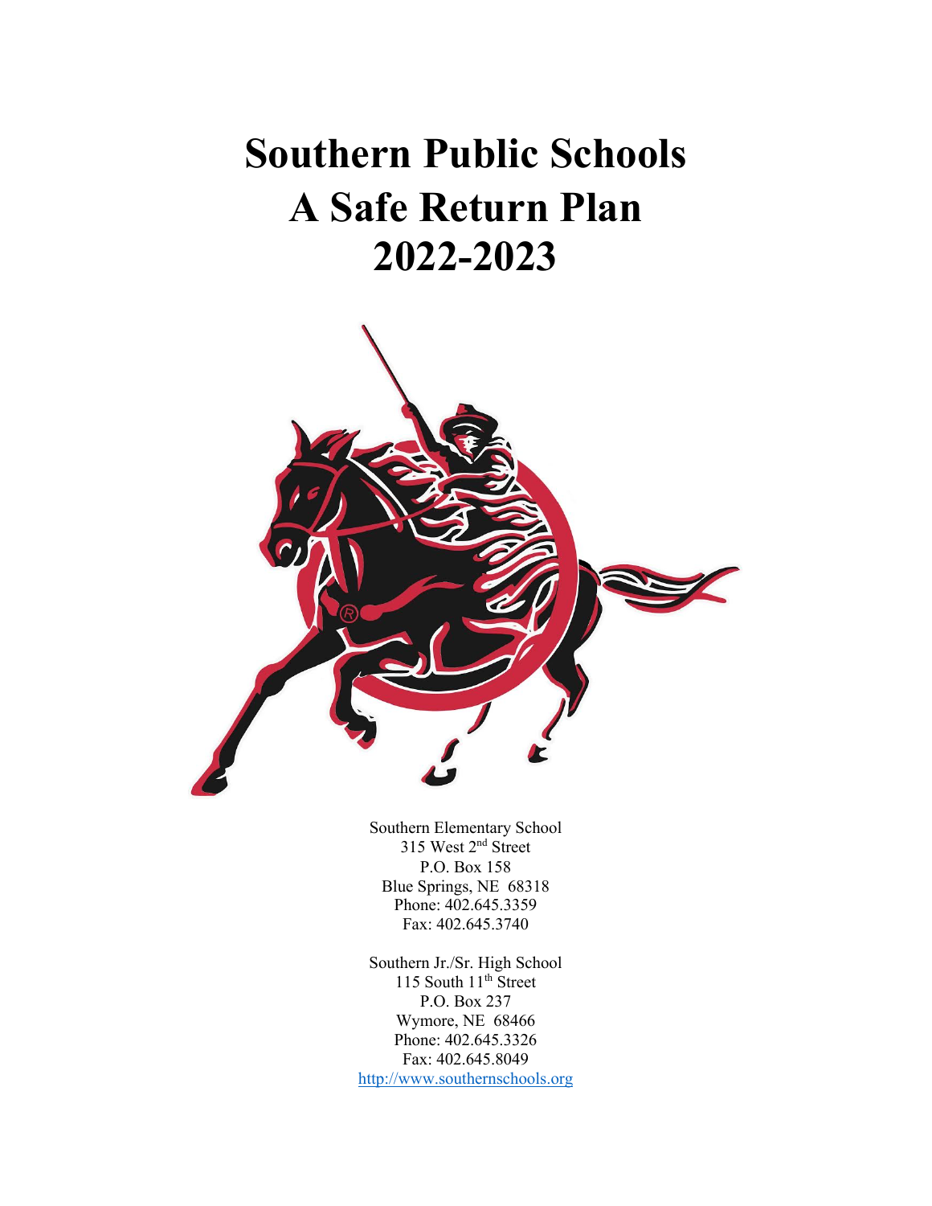# Southern Public Schools
# A Safe Return Plan
# 2022-2023

Southern Elementary School
315 West 2nd Street
P.O. Box 158
Blue Springs, NE 68318
Phone: 402.645.3359
Fax: 402.645.3740

Southern Jr./Sr. High School
115 South 11th Street
P.O. Box 237
Wymore, NE 68466
Phone: 402.645.3326
Fax: 402.645.8049
http://www.southernschools.org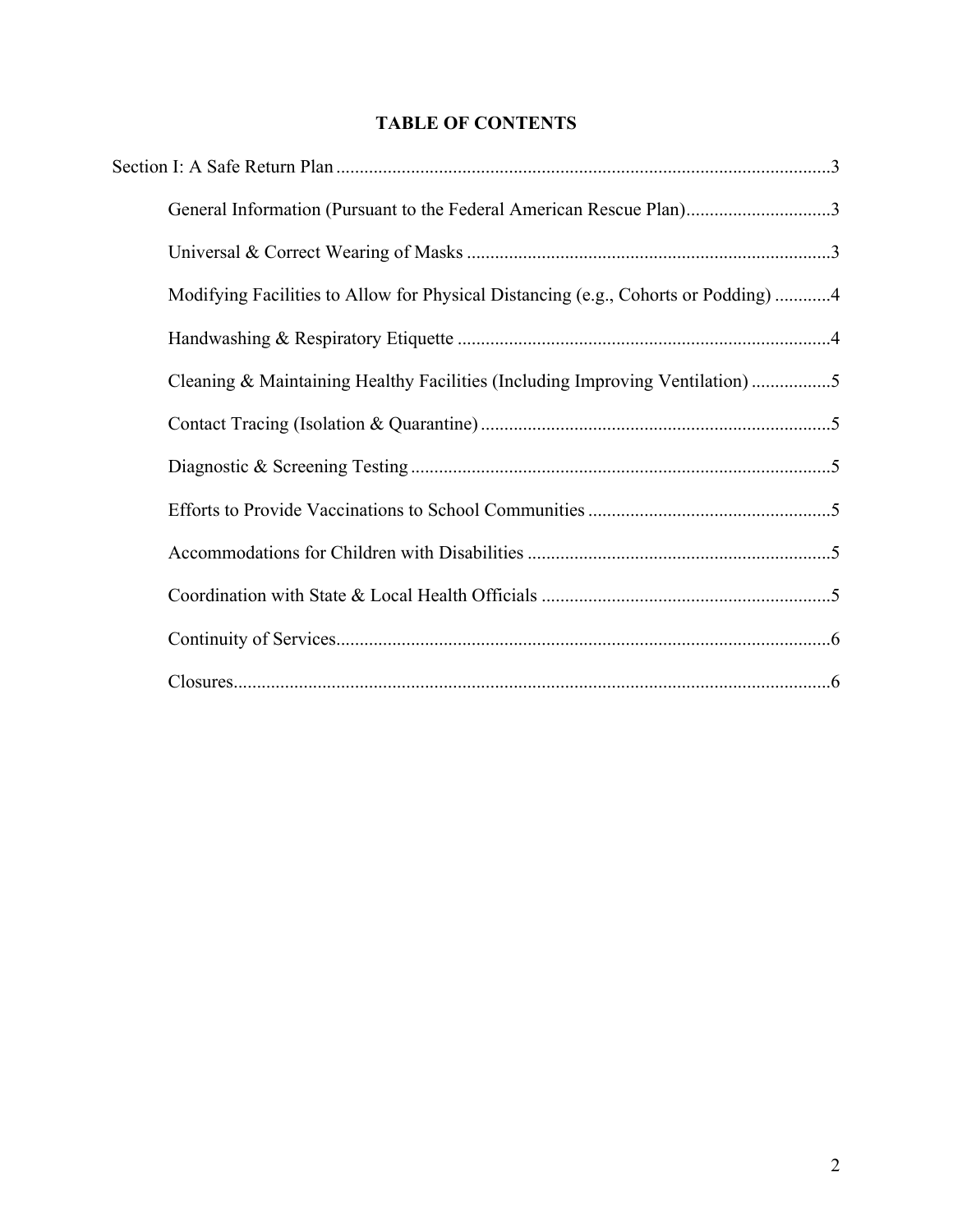**TABLE OF CONTENTS**

Section I: A Safe Return Plan ........................................................................................................3

- General Information (Pursuant to the Federal American Rescue Plan)...............................3
- Universal & Correct Wearing of Masks .............................................................................3
- Modifying Facilities to Allow for Physical Distancing (e.g., Cohorts or Podding) ............4
- Handwashing & Respiratory Etiquette ...............................................................................4
- Cleaning & Maintaining Healthy Facilities (Including Improving Ventilation) .................5
- Contact Tracing (Isolation & Quarantine) ...........................................................................5
- Diagnostic & Screening Testing ..........................................................................................5
- Efforts to Provide Vaccinations to School Communities ....................................................5
- Accommodations for Children with Disabilities .................................................................5
- Coordination with State & Local Health Officials ..............................................................5
- Continuity of Services..........................................................................................................6
- Closures................................................................................................................................6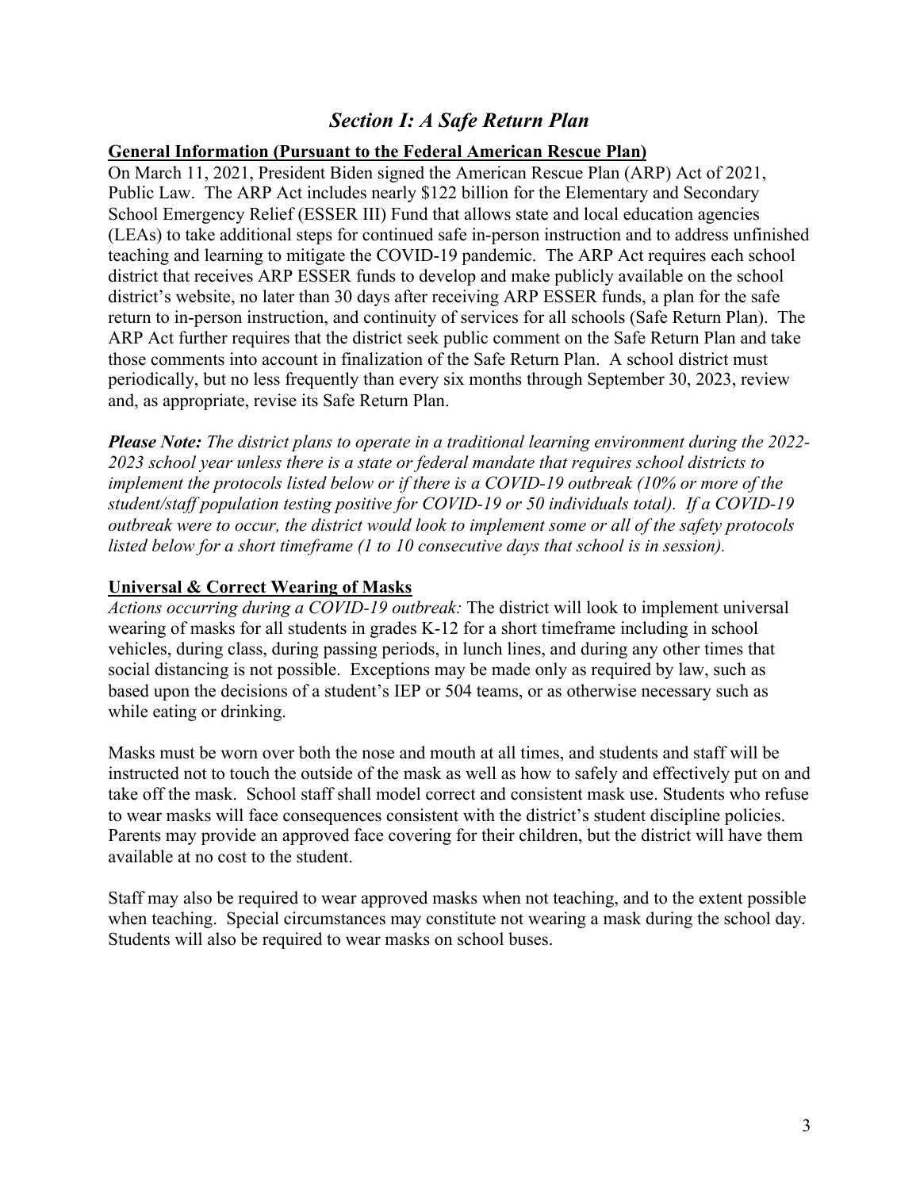## *Section I: A Safe Return Plan*

**General Information (Pursuant to the Federal American Rescue Plan)**

On March 11, 2021, President Biden signed the American Rescue Plan (ARP) Act of 2021, Public Law. The ARP Act includes nearly $122 billion for the Elementary and Secondary School Emergency Relief (ESSER III) Fund that allows state and local education agencies (LEAs) to take additional steps for continued safe in-person instruction and to address unfinished teaching and learning to mitigate the COVID-19 pandemic. The ARP Act requires each school district that receives ARP ESSER funds to develop and make publicly available on the school district's website, no later than 30 days after receiving ARP ESSER funds, a plan for the safe return to in-person instruction, and continuity of services for all schools (Safe Return Plan). The ARP Act further requires that the district seek public comment on the Safe Return Plan and take those comments into account in finalization of the Safe Return Plan. A school district must periodically, but no less frequently than every six months through September 30, 2023, review and, as appropriate, revise its Safe Return Plan.

***Please Note:*** *The district plans to operate in a traditional learning environment during the 2022-2023 school year unless there is a state or federal mandate that requires school districts to implement the protocols listed below or if there is a COVID-19 outbreak (10% or more of the student/staff population testing positive for COVID-19 or 50 individuals total). If a COVID-19 outbreak were to occur, the district would look to implement some or all of the safety protocols listed below for a short timeframe (1 to 10 consecutive days that school is in session).*

**Universal & Correct Wearing of Masks**

*Actions occurring during a COVID-19 outbreak:* The district will look to implement universal wearing of masks for all students in grades K-12 for a short timeframe including in school vehicles, during class, during passing periods, in lunch lines, and during any other times that social distancing is not possible. Exceptions may be made only as required by law, such as based upon the decisions of a student's IEP or 504 teams, or as otherwise necessary such as while eating or drinking.

Masks must be worn over both the nose and mouth at all times, and students and staff will be instructed not to touch the outside of the mask as well as how to safely and effectively put on and take off the mask. School staff shall model correct and consistent mask use. Students who refuse to wear masks will face consequences consistent with the district's student discipline policies. Parents may provide an approved face covering for their children, but the district will have them available at no cost to the student.

Staff may also be required to wear approved masks when not teaching, and to the extent possible when teaching. Special circumstances may constitute not wearing a mask during the school day. Students will also be required to wear masks on school buses.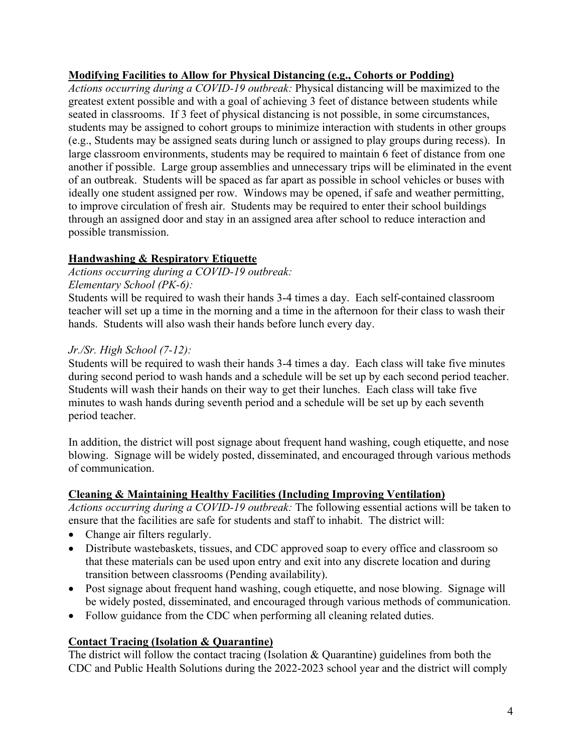## Modifying Facilities to Allow for Physical Distancing (e.g., Cohorts or Podding)

*Actions occurring during a COVID-19 outbreak:* Physical distancing will be maximized to the greatest extent possible and with a goal of achieving 3 feet of distance between students while seated in classrooms. If 3 feet of physical distancing is not possible, in some circumstances, students may be assigned to cohort groups to minimize interaction with students in other groups (e.g., Students may be assigned seats during lunch or assigned to play groups during recess). In large classroom environments, students may be required to maintain 6 feet of distance from one another if possible. Large group assemblies and unnecessary trips will be eliminated in the event of an outbreak. Students will be spaced as far apart as possible in school vehicles or buses with ideally one student assigned per row. Windows may be opened, if safe and weather permitting, to improve circulation of fresh air. Students may be required to enter their school buildings through an assigned door and stay in an assigned area after school to reduce interaction and possible transmission.

## Handwashing & Respiratory Etiquette

*Actions occurring during a COVID-19 outbreak:*

*Elementary School (PK-6):*

Students will be required to wash their hands 3-4 times a day. Each self-contained classroom teacher will set up a time in the morning and a time in the afternoon for their class to wash their hands. Students will also wash their hands before lunch every day.

*Jr./Sr. High School (7-12):*

Students will be required to wash their hands 3-4 times a day. Each class will take five minutes during second period to wash hands and a schedule will be set up by each second period teacher. Students will wash their hands on their way to get their lunches. Each class will take five minutes to wash hands during seventh period and a schedule will be set up by each seventh period teacher.

In addition, the district will post signage about frequent hand washing, cough etiquette, and nose blowing. Signage will be widely posted, disseminated, and encouraged through various methods of communication.

## Cleaning & Maintaining Healthy Facilities (Including Improving Ventilation)

*Actions occurring during a COVID-19 outbreak:* The following essential actions will be taken to ensure that the facilities are safe for students and staff to inhabit. The district will:

- Change air filters regularly.
- Distribute wastebaskets, tissues, and CDC approved soap to every office and classroom so that these materials can be used upon entry and exit into any discrete location and during transition between classrooms (Pending availability).
- Post signage about frequent hand washing, cough etiquette, and nose blowing. Signage will be widely posted, disseminated, and encouraged through various methods of communication.
- Follow guidance from the CDC when performing all cleaning related duties.

## Contact Tracing (Isolation & Quarantine)

The district will follow the contact tracing (Isolation & Quarantine) guidelines from both the CDC and Public Health Solutions during the 2022-2023 school year and the district will comply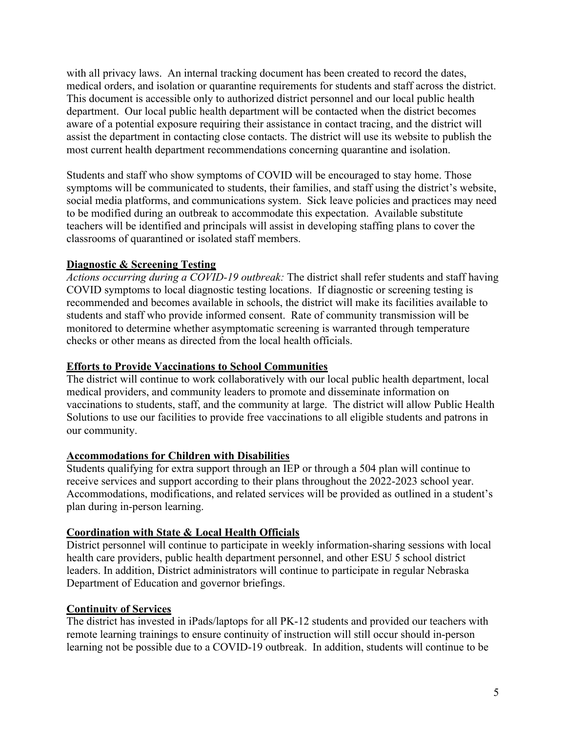with all privacy laws. An internal tracking document has been created to record the dates, medical orders, and isolation or quarantine requirements for students and staff across the district. This document is accessible only to authorized district personnel and our local public health department. Our local public health department will be contacted when the district becomes aware of a potential exposure requiring their assistance in contact tracing, and the district will assist the department in contacting close contacts. The district will use its website to publish the most current health department recommendations concerning quarantine and isolation.

Students and staff who show symptoms of COVID will be encouraged to stay home. Those symptoms will be communicated to students, their families, and staff using the district's website, social media platforms, and communications system. Sick leave policies and practices may need to be modified during an outbreak to accommodate this expectation. Available substitute teachers will be identified and principals will assist in developing staffing plans to cover the classrooms of quarantined or isolated staff members.

**Diagnostic & Screening Testing**

*Actions occurring during a COVID-19 outbreak:* The district shall refer students and staff having COVID symptoms to local diagnostic testing locations. If diagnostic or screening testing is recommended and becomes available in schools, the district will make its facilities available to students and staff who provide informed consent. Rate of community transmission will be monitored to determine whether asymptomatic screening is warranted through temperature checks or other means as directed from the local health officials.

**Efforts to Provide Vaccinations to School Communities**

The district will continue to work collaboratively with our local public health department, local medical providers, and community leaders to promote and disseminate information on vaccinations to students, staff, and the community at large. The district will allow Public Health Solutions to use our facilities to provide free vaccinations to all eligible students and patrons in our community.

**Accommodations for Children with Disabilities**

Students qualifying for extra support through an IEP or through a 504 plan will continue to receive services and support according to their plans throughout the 2022-2023 school year. Accommodations, modifications, and related services will be provided as outlined in a student's plan during in-person learning.

**Coordination with State & Local Health Officials**

District personnel will continue to participate in weekly information-sharing sessions with local health care providers, public health department personnel, and other ESU 5 school district leaders. In addition, District administrators will continue to participate in regular Nebraska Department of Education and governor briefings.

**Continuity of Services**

The district has invested in iPads/laptops for all PK-12 students and provided our teachers with remote learning trainings to ensure continuity of instruction will still occur should in-person learning not be possible due to a COVID-19 outbreak. In addition, students will continue to be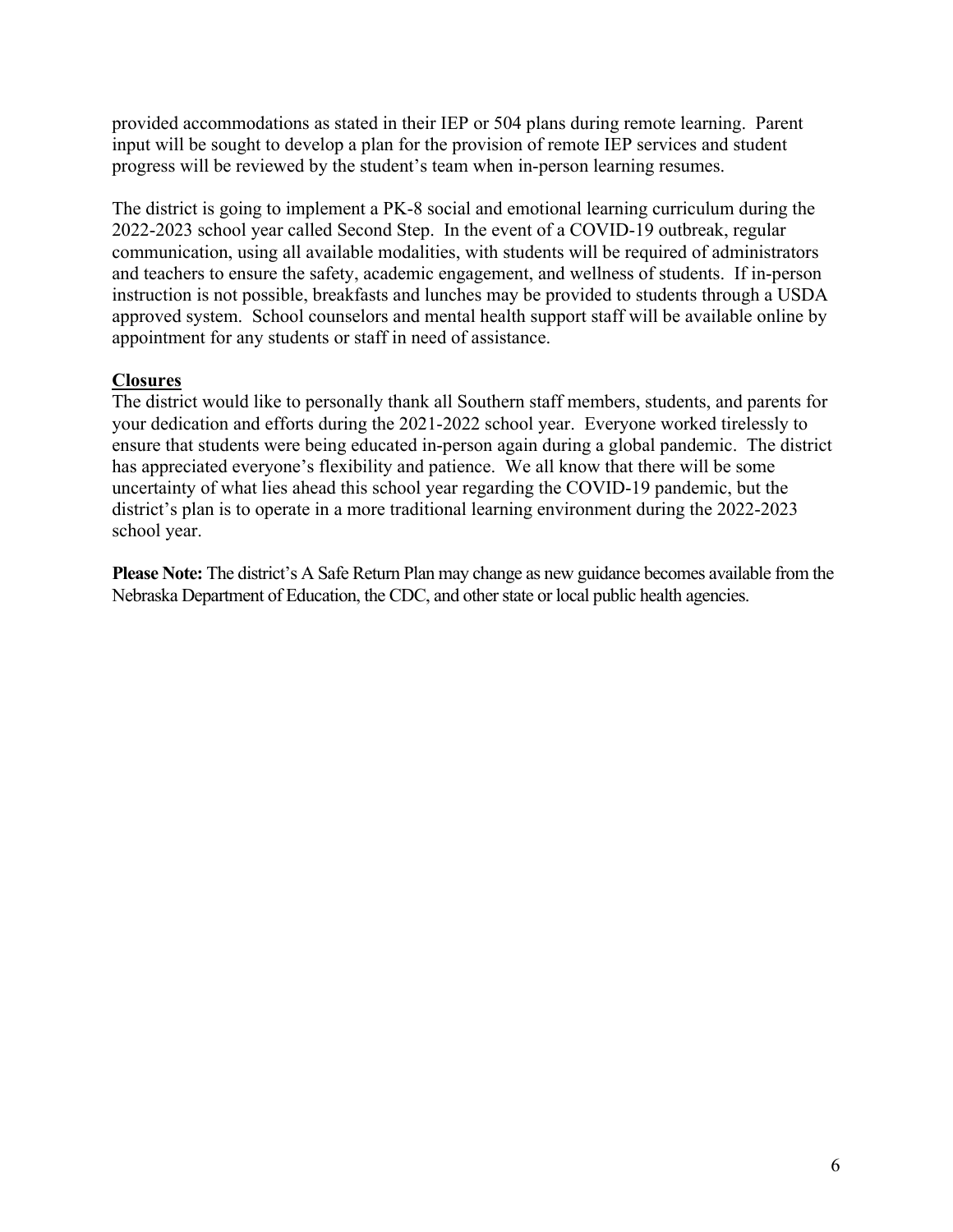provided accommodations as stated in their IEP or 504 plans during remote learning. Parent input will be sought to develop a plan for the provision of remote IEP services and student progress will be reviewed by the student's team when in-person learning resumes.

The district is going to implement a PK-8 social and emotional learning curriculum during the 2022-2023 school year called Second Step. In the event of a COVID-19 outbreak, regular communication, using all available modalities, with students will be required of administrators and teachers to ensure the safety, academic engagement, and wellness of students. If in-person instruction is not possible, breakfasts and lunches may be provided to students through a USDA approved system. School counselors and mental health support staff will be available online by appointment for any students or staff in need of assistance.

## Closures

The district would like to personally thank all Southern staff members, students, and parents for your dedication and efforts during the 2021-2022 school year. Everyone worked tirelessly to ensure that students were being educated in-person again during a global pandemic. The district has appreciated everyone's flexibility and patience. We all know that there will be some uncertainty of what lies ahead this school year regarding the COVID-19 pandemic, but the district's plan is to operate in a more traditional learning environment during the 2022-2023 school year.

**Please Note:** The district's A Safe Return Plan may change as new guidance becomes available from the Nebraska Department of Education, the CDC, and other state or local public health agencies.